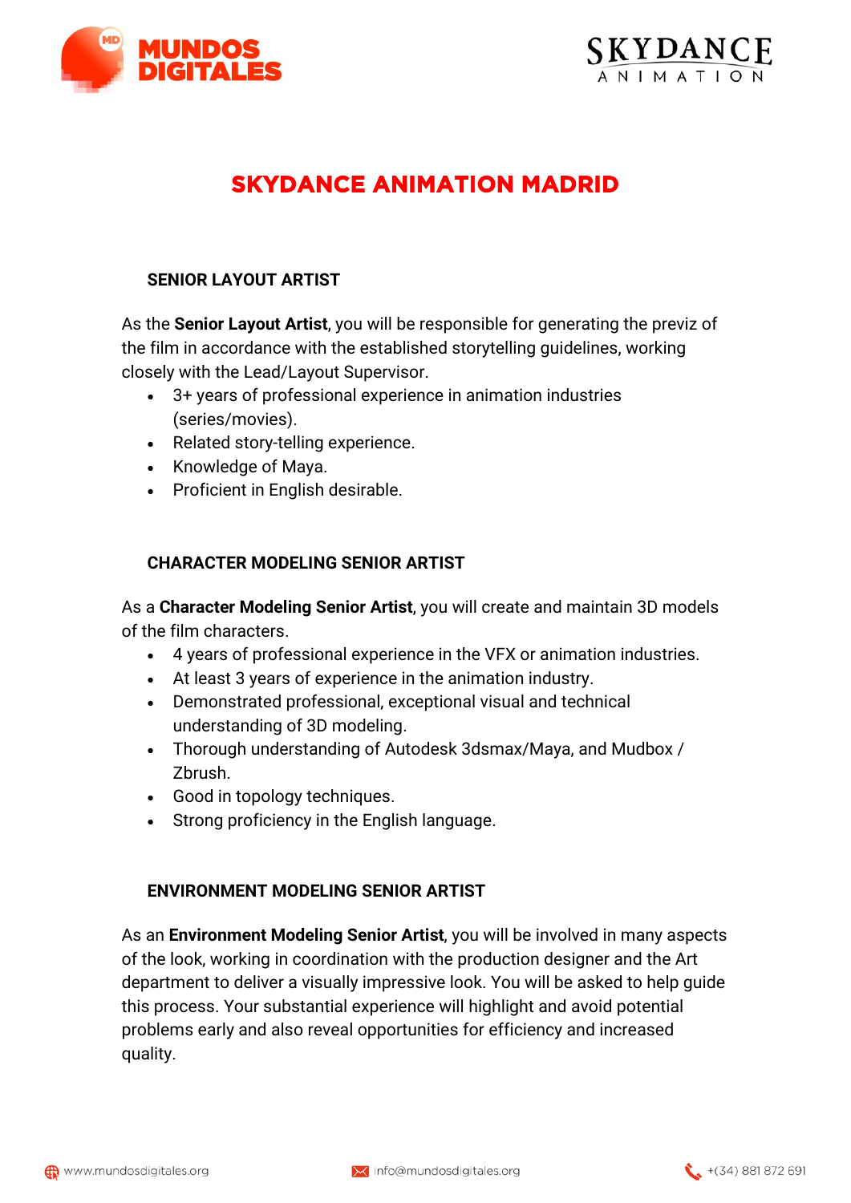# SKYDANCE ANIMATION MADRID

## SENIOR LAYOUT ARTIST

As the **Senior Layout Artist**, you will be responsible for generating the previz of the film in accordance with the established storytelling guidelines, working closely with the Lead/Layout Supervisor.

- 3+ years of professional experience in animation industries (series/movies).
- Related story-telling experience.
- Knowledge of Maya.
- Proficient in English desirable.

## CHARACTER MODELING SENIOR ARTIST

As a **Character Modeling Senior Artist**, you will create and maintain 3D models of the film characters.

- 4 years of professional experience in the VFX or animation industries.
- At least 3 years of experience in the animation industry.
- Demonstrated professional, exceptional visual and technical understanding of 3D modeling.
- Thorough understanding of Autodesk 3dsmax/Maya, and Mudbox / Zbrush.
- Good in topology techniques.
- Strong proficiency in the English language.

## ENVIRONMENT MODELING SENIOR ARTIST

As an **Environment Modeling Senior Artist**, you will be involved in many aspects of the look, working in coordination with the production designer and the Art department to deliver a visually impressive look. You will be asked to help guide this process. Your substantial experience will highlight and avoid potential problems early and also reveal opportunities for efficiency and increased quality.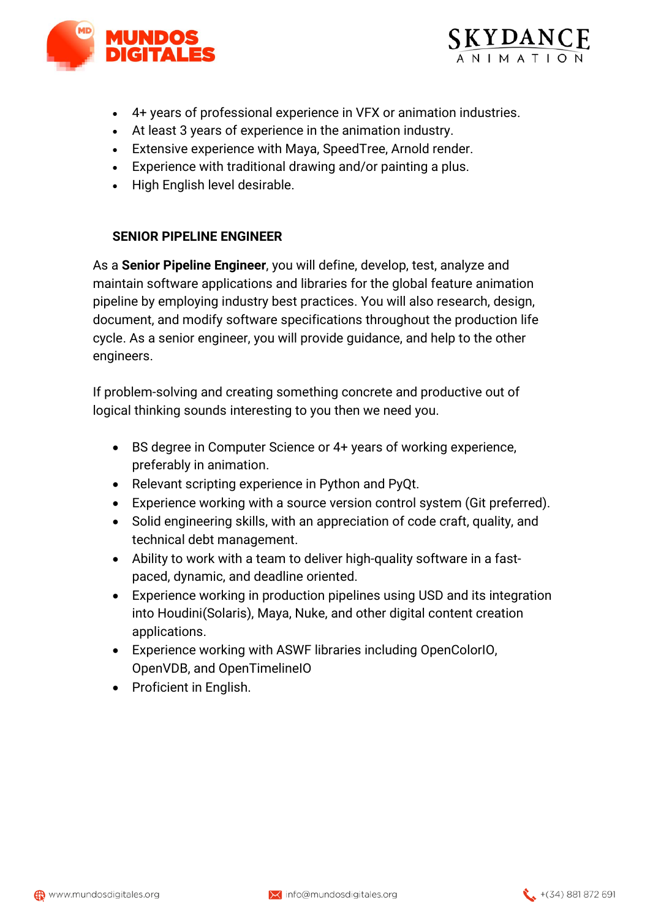- 4+ years of professional experience in VFX or animation industries.
- At least 3 years of experience in the animation industry.
- Extensive experience with Maya, SpeedTree, Arnold render.
- Experience with traditional drawing and/or painting a plus.
- High English level desirable.

### SENIOR PIPELINE ENGINEER

As a **Senior Pipeline Engineer**, you will define, develop, test, analyze and maintain software applications and libraries for the global feature animation pipeline by employing industry best practices. You will also research, design, document, and modify software specifications throughout the production life cycle. As a senior engineer, you will provide guidance, and help to the other engineers.

If problem-solving and creating something concrete and productive out of logical thinking sounds interesting to you then we need you.

- BS degree in Computer Science or 4+ years of working experience, preferably in animation.
- Relevant scripting experience in Python and PyQt.
- Experience working with a source version control system (Git preferred).
- Solid engineering skills, with an appreciation of code craft, quality, and technical debt management.
- Ability to work with a team to deliver high-quality software in a fast-paced, dynamic, and deadline oriented.
- Experience working in production pipelines using USD and its integration into Houdini(Solaris), Maya, Nuke, and other digital content creation applications.
- Experience working with ASWF libraries including OpenColorIO, OpenVDB, and OpenTimelineIO
- Proficient in English.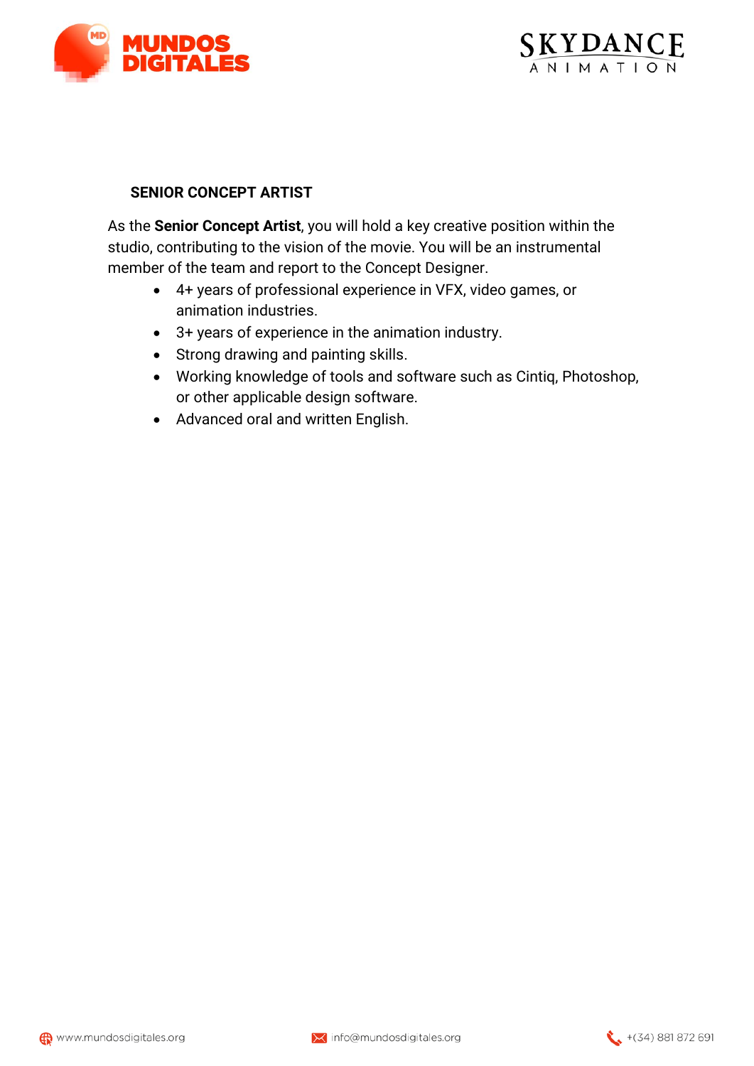## SENIOR CONCEPT ARTIST

As the **Senior Concept Artist**, you will hold a key creative position within the studio, contributing to the vision of the movie. You will be an instrumental member of the team and report to the Concept Designer.

- 4+ years of professional experience in VFX, video games, or animation industries.
- 3+ years of experience in the animation industry.
- Strong drawing and painting skills.
- Working knowledge of tools and software such as Cintiq, Photoshop, or other applicable design software.
- Advanced oral and written English.